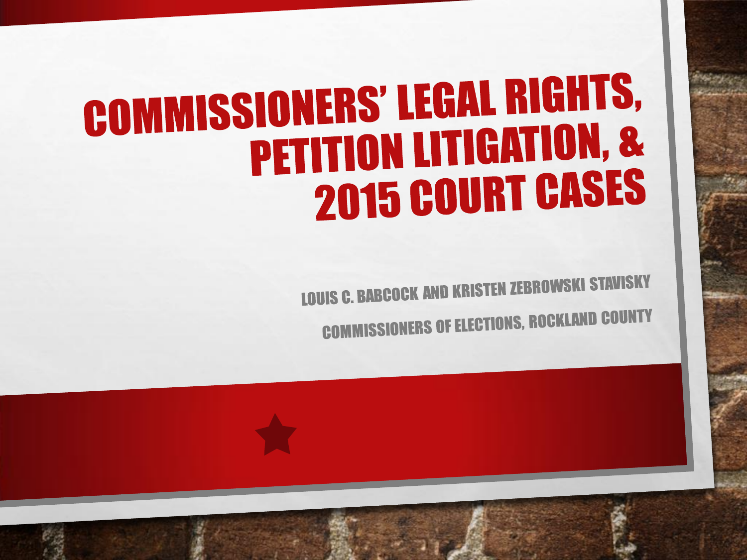# COMMISSIONERS' LEGAL RIGHTS, PETITION LITIGATION, & 2015 COURT CASES

LOUIS C. BABCOCK AND KRISTEN ZEBROWSKI STAVISKY

COMMISSIONERS OF ELECTIONS, ROCKLAND COUNTY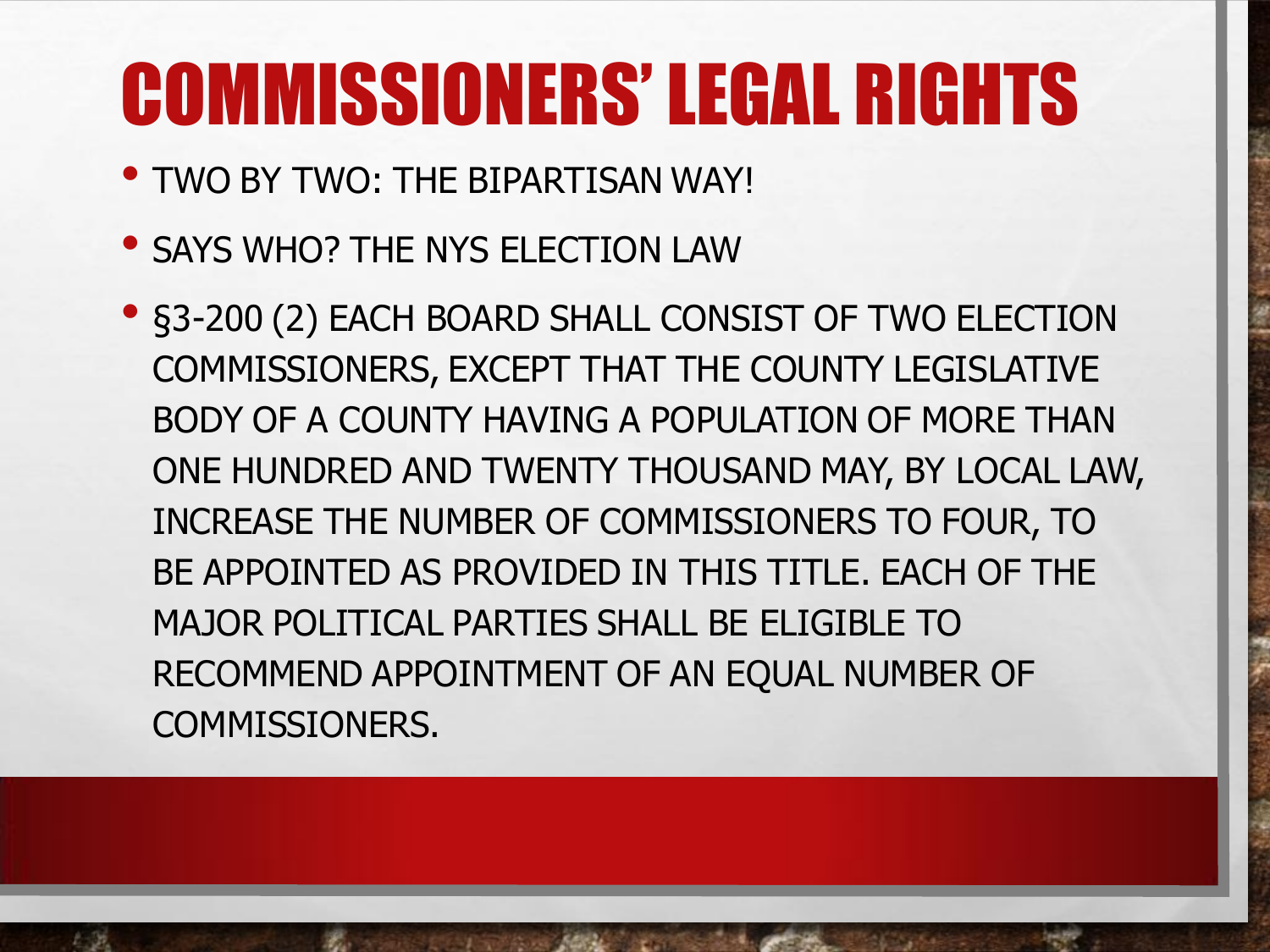# COMMISSIONERS' LEGAL RIGHTS

- TWO BY TWO: THE BIPARTISAN WAY!
- SAYS WHO? THE NYS ELECTION LAW
- §3-200 (2) EACH BOARD SHALL CONSIST OF TWO ELECTION COMMISSIONERS, EXCEPT THAT THE COUNTY LEGISLATIVE BODY OF A COUNTY HAVING A POPULATION OF MORE THAN ONE HUNDRED AND TWENTY THOUSAND MAY, BY LOCAL LAW, INCREASE THE NUMBER OF COMMISSIONERS TO FOUR, TO BE APPOINTED AS PROVIDED IN THIS TITLE. EACH OF THE MAJOR POLITICAL PARTIES SHALL BE ELIGIBLE TO RECOMMEND APPOINTMENT OF AN EQUAL NUMBER OF COMMISSIONERS.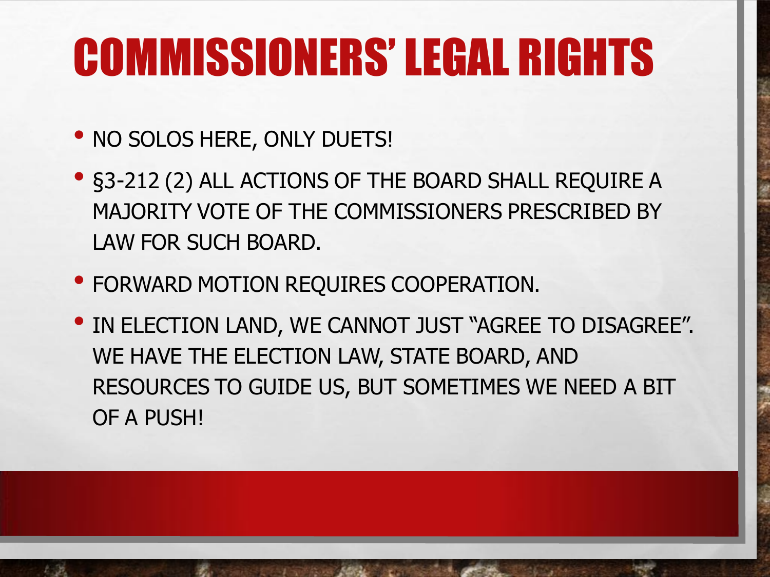# COMMISSIONERS' LEGAL RIGHTS

- NO SOLOS HERE, ONLY DUETS!
- §3-212 (2) ALL ACTIONS OF THE BOARD SHALL REQUIRE A MAJORITY VOTE OF THE COMMISSIONERS PRESCRIBED BY LAW FOR SUCH BOARD.
- FORWARD MOTION REQUIRES COOPERATION.
- IN ELECTION LAND, WE CANNOT JUST "AGREE TO DISAGREE". WE HAVE THE ELECTION LAW, STATE BOARD, AND RESOURCES TO GUIDE US, BUT SOMETIMES WE NEED A BIT OF A PUSH!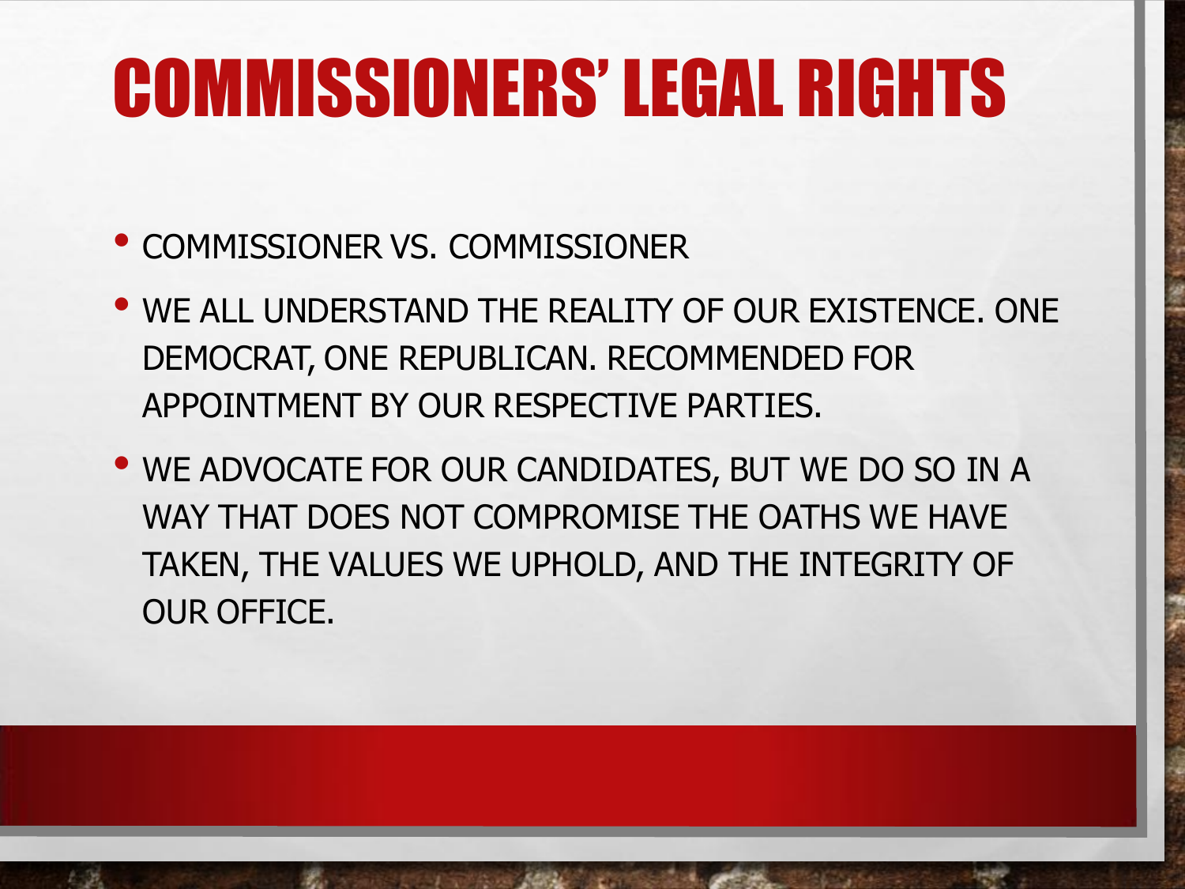# COMMISSIONERS' LEGAL RIGHTS

- COMMISSIONER VS. COMMISSIONER
- WE ALL UNDERSTAND THE REALITY OF OUR EXISTENCE. ONE DEMOCRAT, ONE REPUBLICAN. RECOMMENDED FOR APPOINTMENT BY OUR RESPECTIVE PARTIES.
- WE ADVOCATE FOR OUR CANDIDATES, BUT WE DO SO IN A WAY THAT DOES NOT COMPROMISE THE OATHS WE HAVE TAKEN, THE VALUES WE UPHOLD, AND THE INTEGRITY OF OUR OFFICE.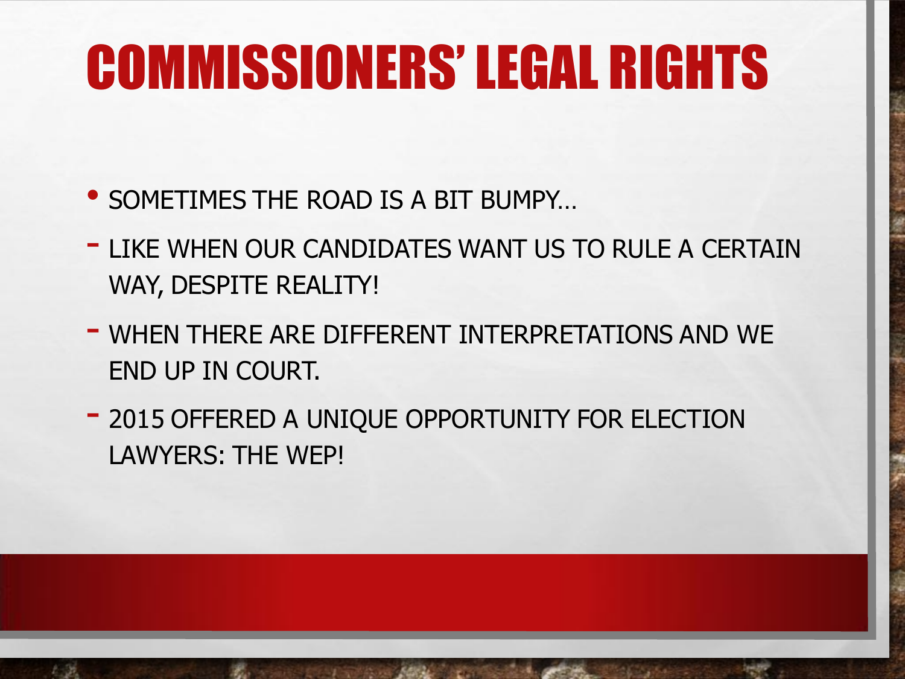# COMMISSIONERS' LEGAL RIGHTS

- SOMETIMES THE ROAD IS A BIT BUMPY…
  - LIKE WHEN OUR CANDIDATES WANT US TO RULE A CERTAIN WAY, DESPITE REALITY!
  - WHEN THERE ARE DIFFERENT INTERPRETATIONS AND WE END UP IN COURT.
  - 2015 OFFERED A UNIQUE OPPORTUNITY FOR ELECTION LAWYERS: THE WEP!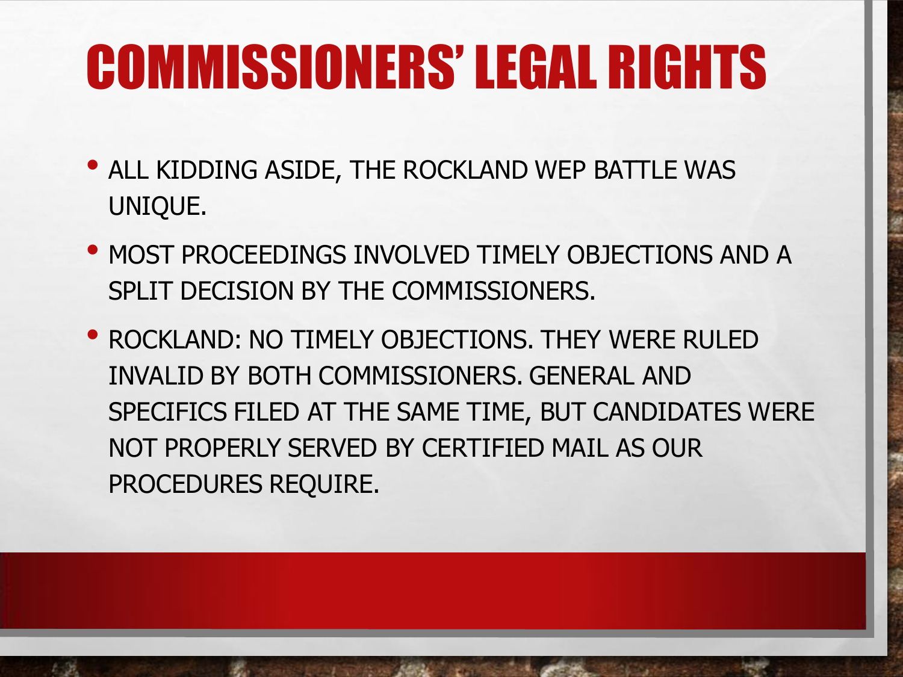# COMMISSIONERS' LEGAL RIGHTS

- ALL KIDDING ASIDE, THE ROCKLAND WEP BATTLE WAS UNIQUE.
- MOST PROCEEDINGS INVOLVED TIMELY OBJECTIONS AND A SPLIT DECISION BY THE COMMISSIONERS.
- ROCKLAND: NO TIMELY OBJECTIONS. THEY WERE RULED INVALID BY BOTH COMMISSIONERS. GENERAL AND SPECIFICS FILED AT THE SAME TIME, BUT CANDIDATES WERE NOT PROPERLY SERVED BY CERTIFIED MAIL AS OUR PROCEDURES REQUIRE.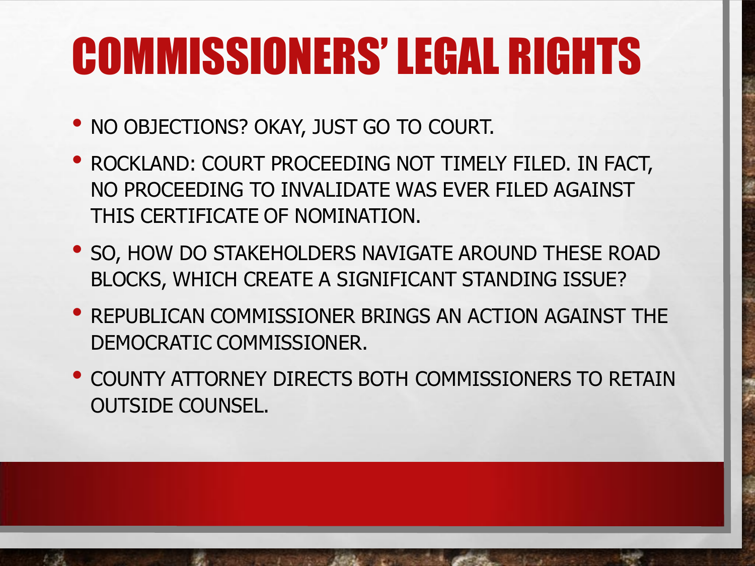# COMMISSIONERS' LEGAL RIGHTS

- NO OBJECTIONS? OKAY, JUST GO TO COURT.
- ROCKLAND: COURT PROCEEDING NOT TIMELY FILED. IN FACT, NO PROCEEDING TO INVALIDATE WAS EVER FILED AGAINST THIS CERTIFICATE OF NOMINATION.
- SO, HOW DO STAKEHOLDERS NAVIGATE AROUND THESE ROAD BLOCKS, WHICH CREATE A SIGNIFICANT STANDING ISSUE?
- REPUBLICAN COMMISSIONER BRINGS AN ACTION AGAINST THE DEMOCRATIC COMMISSIONER.
- COUNTY ATTORNEY DIRECTS BOTH COMMISSIONERS TO RETAIN OUTSIDE COUNSEL.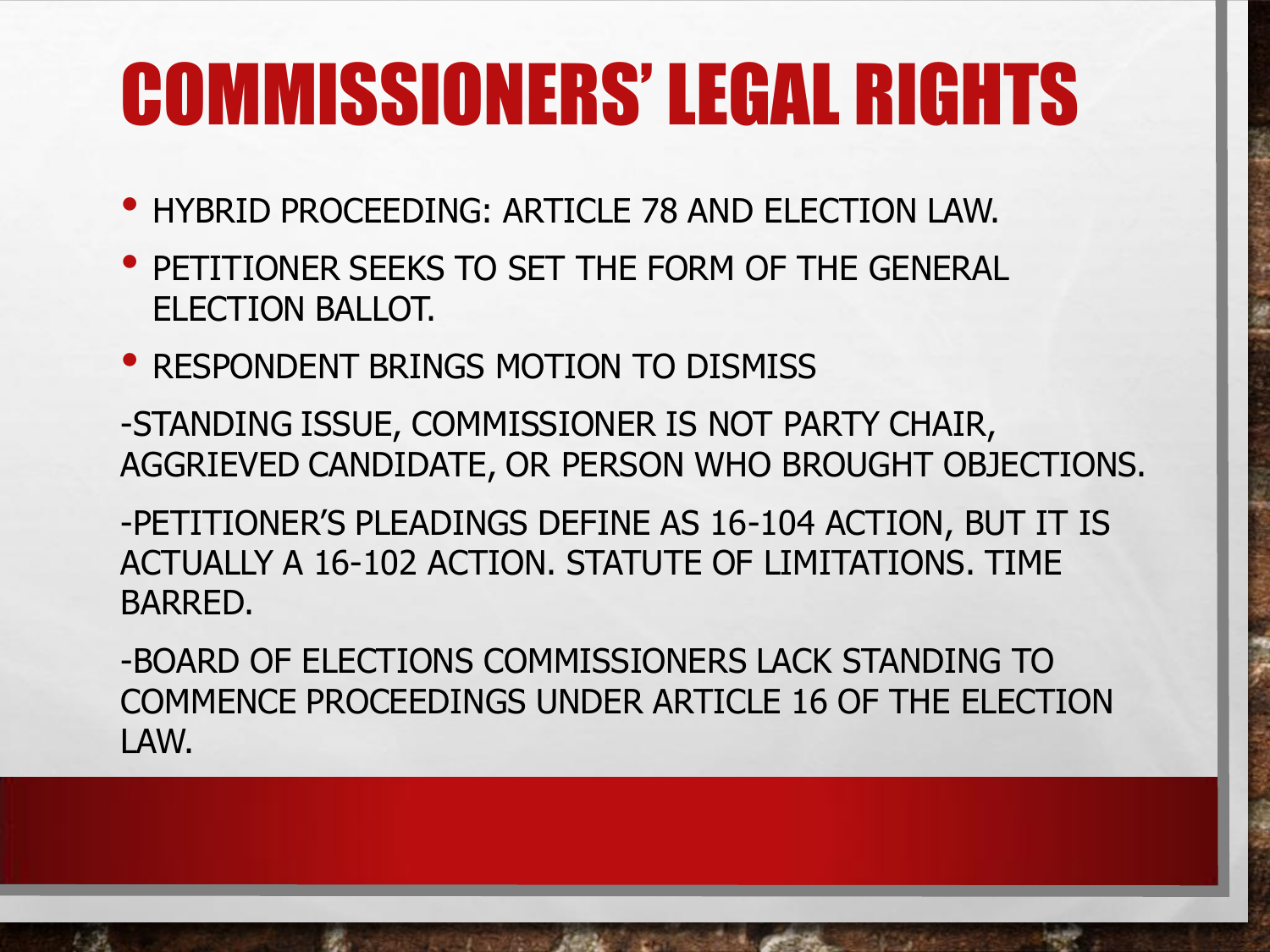# COMMISSIONERS' LEGAL RIGHTS

- HYBRID PROCEEDING: ARTICLE 78 AND ELECTION LAW.
- PETITIONER SEEKS TO SET THE FORM OF THE GENERAL ELECTION BALLOT.
- RESPONDENT BRINGS MOTION TO DISMISS

-STANDING ISSUE, COMMISSIONER IS NOT PARTY CHAIR, AGGRIEVED CANDIDATE, OR PERSON WHO BROUGHT OBJECTIONS.

-PETITIONER'S PLEADINGS DEFINE AS 16-104 ACTION, BUT IT IS ACTUALLY A 16-102 ACTION. STATUTE OF LIMITATIONS. TIME BARRED.

-BOARD OF ELECTIONS COMMISSIONERS LACK STANDING TO COMMENCE PROCEEDINGS UNDER ARTICLE 16 OF THE ELECTION LAW.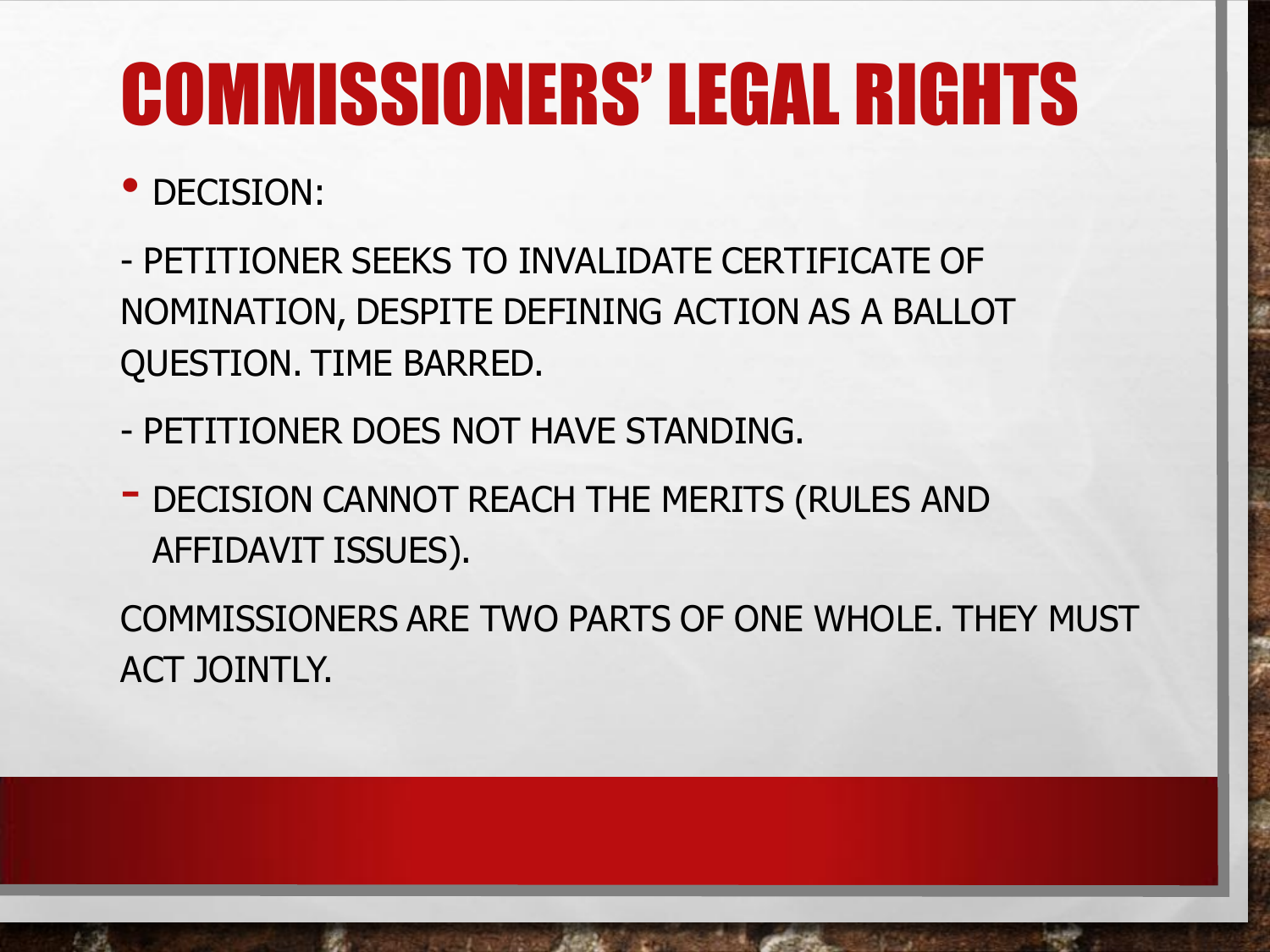# COMMISSIONERS' LEGAL RIGHTS

- DECISION:

- PETITIONER SEEKS TO INVALIDATE CERTIFICATE OF NOMINATION, DESPITE DEFINING ACTION AS A BALLOT QUESTION. TIME BARRED.

- PETITIONER DOES NOT HAVE STANDING.

- DECISION CANNOT REACH THE MERITS (RULES AND AFFIDAVIT ISSUES).

COMMISSIONERS ARE TWO PARTS OF ONE WHOLE. THEY MUST ACT JOINTLY.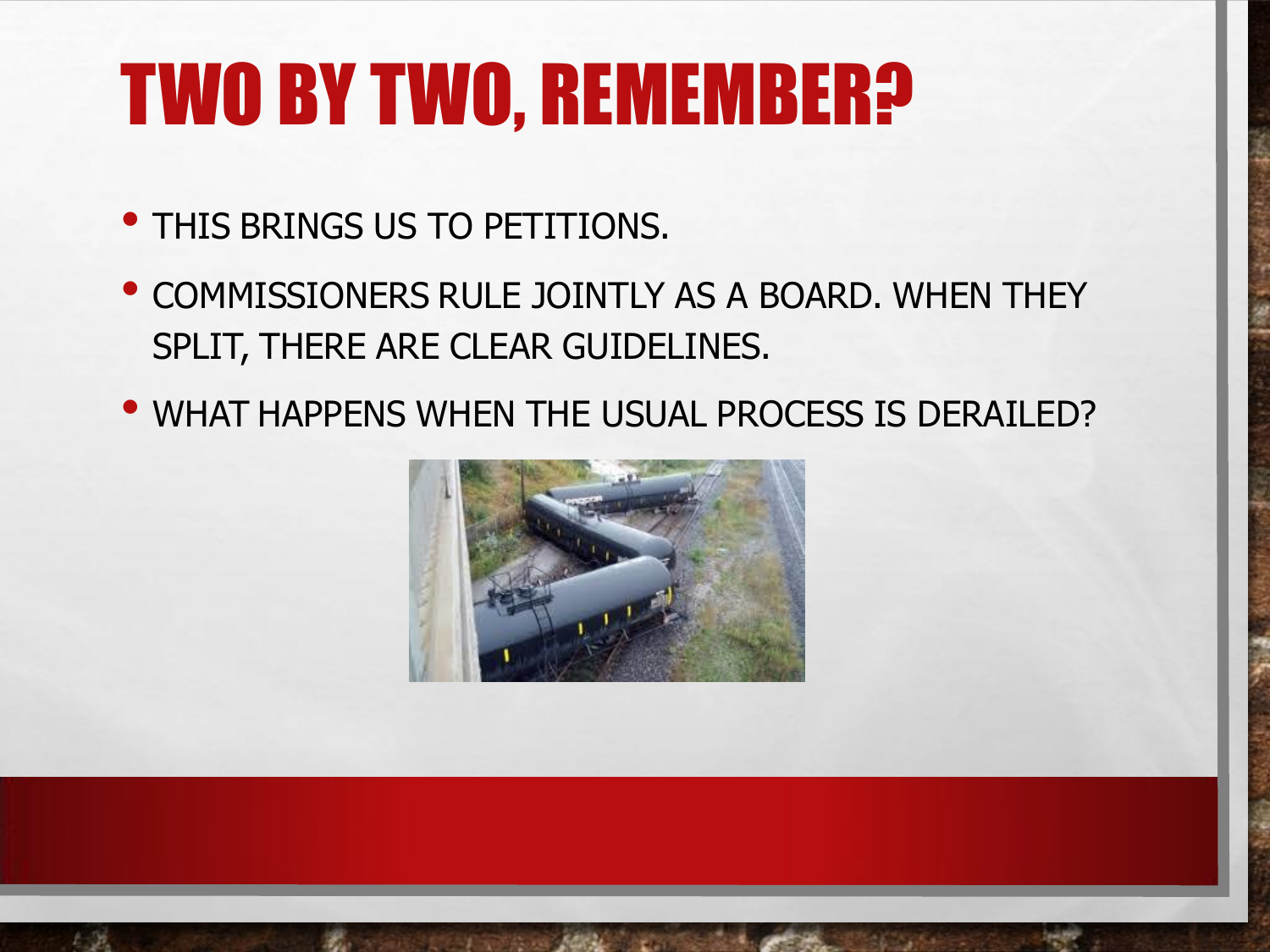# TWO BY TWO, REMEMBER?

- THIS BRINGS US TO PETITIONS.
- COMMISSIONERS RULE JOINTLY AS A BOARD. WHEN THEY SPLIT, THERE ARE CLEAR GUIDELINES.
- WHAT HAPPENS WHEN THE USUAL PROCESS IS DERAILED?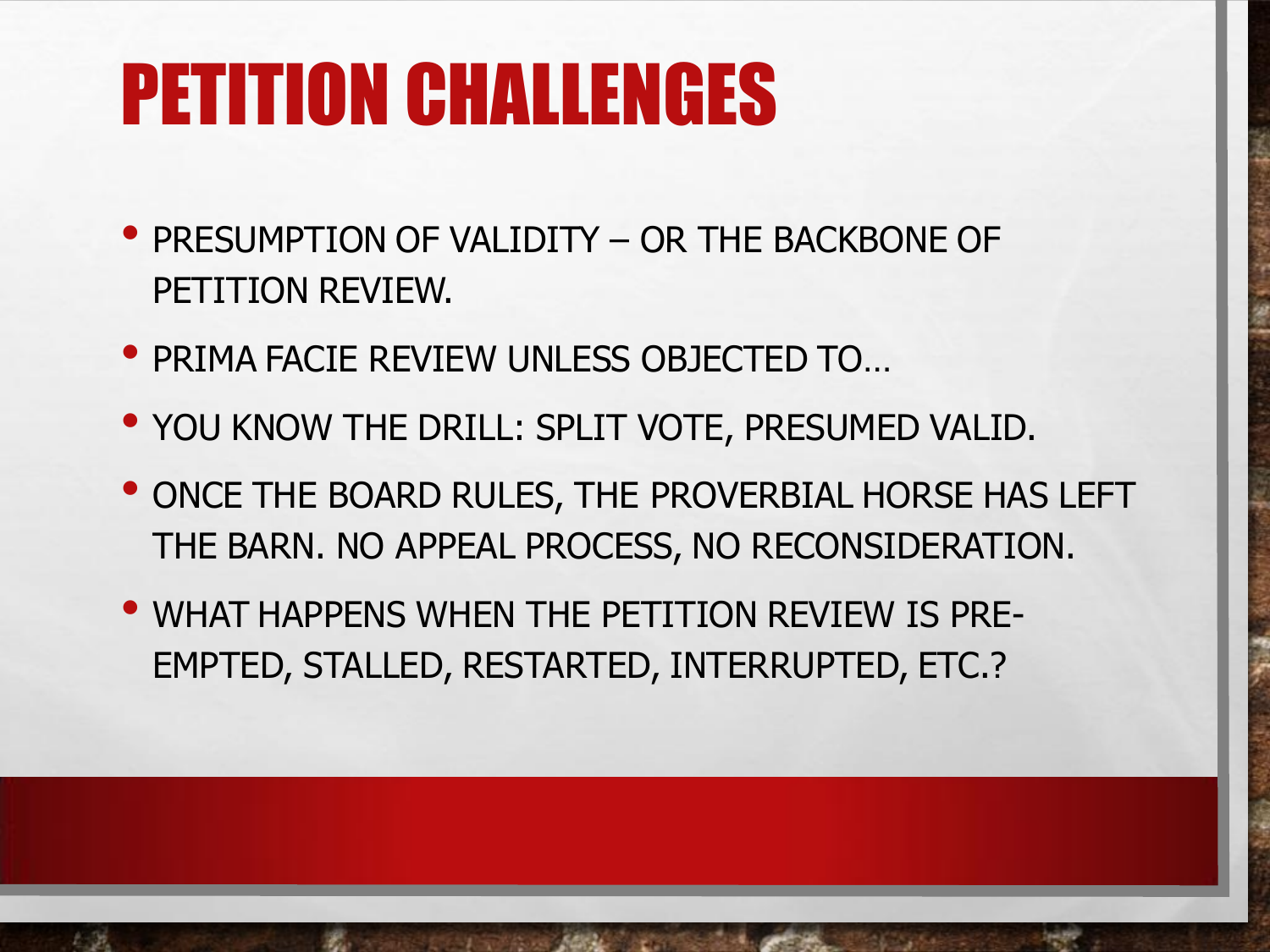# PETITION CHALLENGES

- PRESUMPTION OF VALIDITY – OR THE BACKBONE OF PETITION REVIEW.
- PRIMA FACIE REVIEW UNLESS OBJECTED TO…
- YOU KNOW THE DRILL: SPLIT VOTE, PRESUMED VALID.
- ONCE THE BOARD RULES, THE PROVERBIAL HORSE HAS LEFT THE BARN. NO APPEAL PROCESS, NO RECONSIDERATION.
- WHAT HAPPENS WHEN THE PETITION REVIEW IS PRE-EMPTED, STALLED, RESTARTED, INTERRUPTED, ETC.?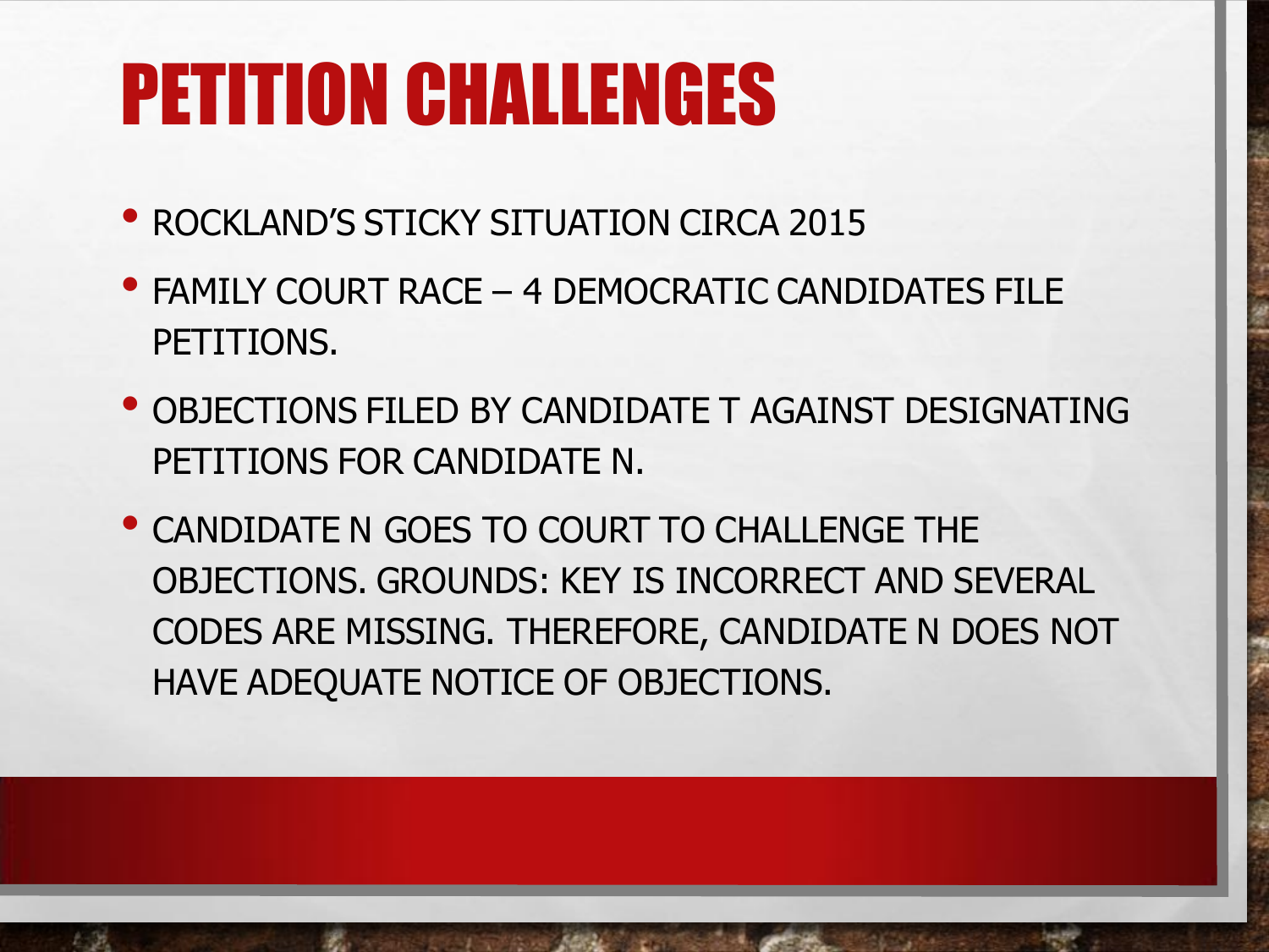# PETITION CHALLENGES

- ROCKLAND'S STICKY SITUATION CIRCA 2015
- FAMILY COURT RACE – 4 DEMOCRATIC CANDIDATES FILE PETITIONS.
- OBJECTIONS FILED BY CANDIDATE T AGAINST DESIGNATING PETITIONS FOR CANDIDATE N.
- CANDIDATE N GOES TO COURT TO CHALLENGE THE OBJECTIONS. GROUNDS: KEY IS INCORRECT AND SEVERAL CODES ARE MISSING. THEREFORE, CANDIDATE N DOES NOT HAVE ADEQUATE NOTICE OF OBJECTIONS.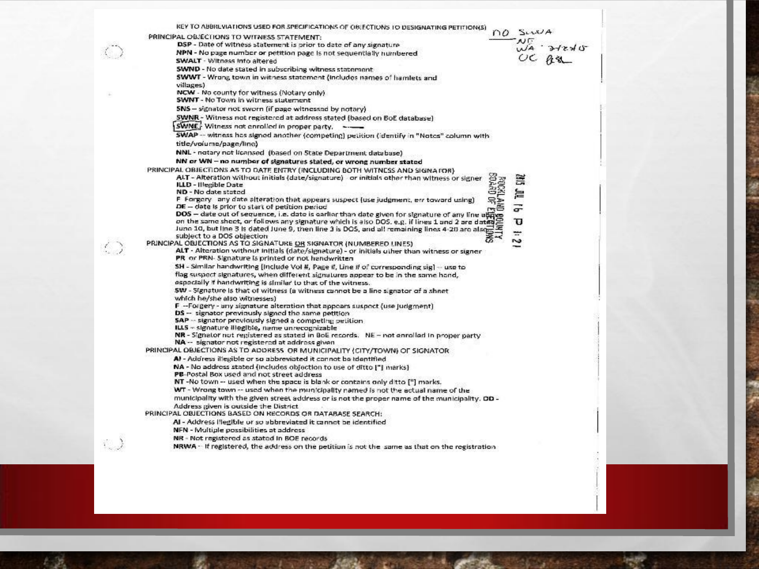KEY TO ABBREVIATIONS USED FOR SPECIFICATIONS OF OBJECTIONS TO DESIGNATING PETITION(S)

NO SWA
NE
WA - 3/23/15
OC

PRINCIPAL OBJECTIONS TO WITNESS STATEMENT:

- **DSP** - Date of witness statement is prior to date of any signature
- **NPN** - No page number or petition page is not sequentially numbered
- **SWALT** - Witness info altered
- **SWND** - No date stated in subscribing witness statement
- **SWWT** - Wrong town in witness statement (includes names of hamlets and villages)
- **NCW** - No county for witness (Notary only)
- **SWNT** - No Town in witness statement
- **SNS** – signator not sworn (if page witnessed by notary)
- **SWNR** - Witness not registered at address stated (based on BoE database)
- **SWNE** - Witness not enrolled in proper party.
- **SWAP** -- witness has signed another (competing) petition (identify in "Notes" column with title/volume/page/line)
- **NNL** - notary not licensed (based on State Department database)
- **NN or WN – no number of signatures stated, or wrong number stated**

PRINCIPAL OBJECTIONS AS TO DATE ENTRY (INCLUDING BOTH WITNESS AND SIGNATOR)

- **ALT** - Alteration without initials (date/signature) or initials other than witness or signer
- **ILLD** - Illegible Date
- **ND** - No date stated
- **F** Forgery any date alteration that appears suspect (use judgment, err toward using)
- **DE** -- date is prior to start of petition period
- **DOS** -- date out of sequence, i.e. date is earlier than date given for signature of any line above on the same sheet, or follows any signature which is also DOS. e.g. if lines 1 and 2 are dated June 10, but line 3 is dated June 9, then line 3 is DOS, and all remaining lines 4-20 are also subject to a DOS objection

2015 JUL 16 P 1:21
ROCKLAND COUNTY
BOARD OF ELECTIONS

PRINCIPAL OBJECTIONS AS TO SIGNATURE OR SIGNATOR (NUMBERED LINES)

- **ALT** - Alteration without initials (date/signature) - or initials other than witness or signer
- **PR** or **PRN**- Signature is printed or not handwritten
- **SH** - Similar handwriting [include Vol #, Page #, Line # of corresponding sig] -- use to flag suspect signatures, when different signatures appear to be in the same hand, especially if handwriting is similar to that of the witness.
- **SW** - Signature is that of witness (a witness cannot be a line signator of a sheet which he/she also witnesses)
- **F** --Forgery - any signature alteration that appears suspect (use judgment)
- **DS** -- signator previously signed the same petition
- **SAP** -- signator previously signed a competing petition
- **ILLS** – signature illegible, name unrecognizable
- **NR** - Signator not registered as stated in BoE records. **NE** – not enrolled in proper party
- **NA** -- signator not registered at address given

PRINCIPAL OBJECTIONS AS TO ADDRESS OR MUNICIPALITY (CITY/TOWN) OF SIGNATOR

- **AI** - Address illegible or so abbreviated it cannot be identified
- **NA** - No address stated (includes objection to use of ditto ["] marks)
- **PB**-Postal Box used and not street address
- **NT** -No town -- used when the space is blank or contains only ditto ["] marks.
- **WT** - Wrong town -- used when the municipality named is not the actual name of the municipality with the given street address or is not the proper name of the municipality. **OD** - Address given is outside the District

PRINCIPAL OBJECTIONS BASED ON RECORDS OR DATABASE SEARCH:

- **AI** - Address illegible or so abbreviated it cannot be identified
- **NFN** - Multiple possibilities at address
- **NR** - Not registered as stated in BOE records
- **NRWA** -- If registered, the address on the petition is not the same as that on the registration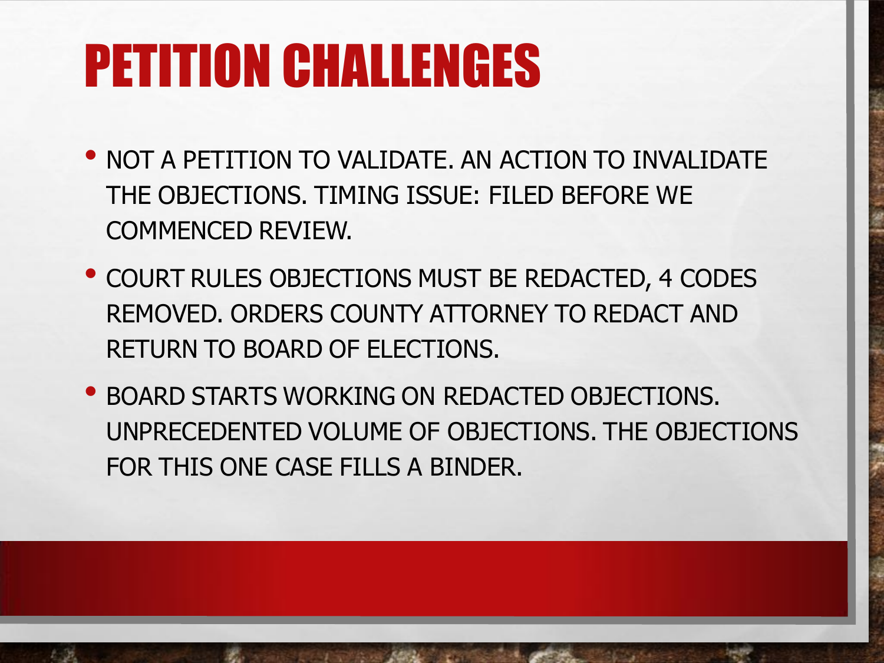# PETITION CHALLENGES

- NOT A PETITION TO VALIDATE. AN ACTION TO INVALIDATE THE OBJECTIONS. TIMING ISSUE: FILED BEFORE WE COMMENCED REVIEW.
- COURT RULES OBJECTIONS MUST BE REDACTED, 4 CODES REMOVED. ORDERS COUNTY ATTORNEY TO REDACT AND RETURN TO BOARD OF ELECTIONS.
- BOARD STARTS WORKING ON REDACTED OBJECTIONS. UNPRECEDENTED VOLUME OF OBJECTIONS. THE OBJECTIONS FOR THIS ONE CASE FILLS A BINDER.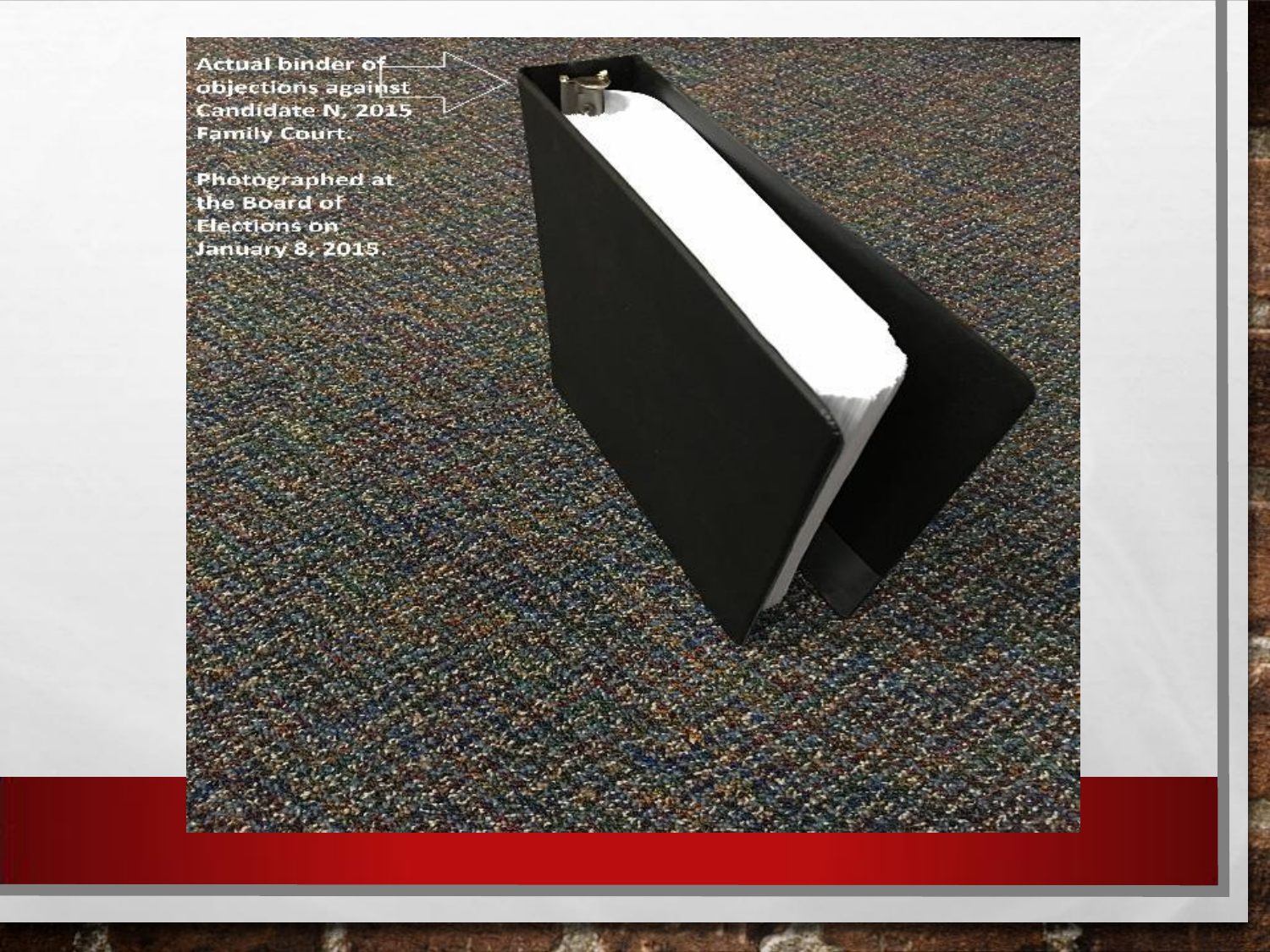Actual binder of objections against Candidate N, 2015 Family Court.

Photographed at the Board of Elections on January 8, 2015.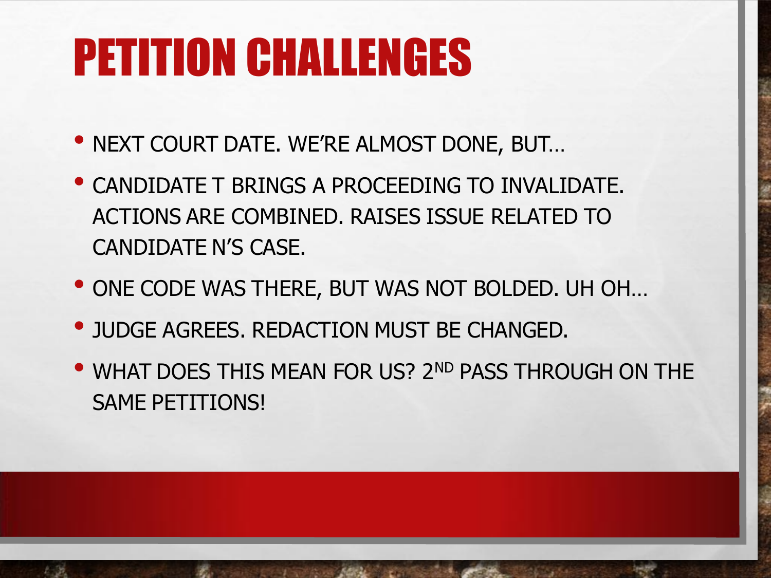# PETITION CHALLENGES

- NEXT COURT DATE. WE'RE ALMOST DONE, BUT…
- CANDIDATE T BRINGS A PROCEEDING TO INVALIDATE. ACTIONS ARE COMBINED. RAISES ISSUE RELATED TO CANDIDATE N'S CASE.
- ONE CODE WAS THERE, BUT WAS NOT BOLDED. UH OH…
- JUDGE AGREES. REDACTION MUST BE CHANGED.
- WHAT DOES THIS MEAN FOR US? 2ND PASS THROUGH ON THE SAME PETITIONS!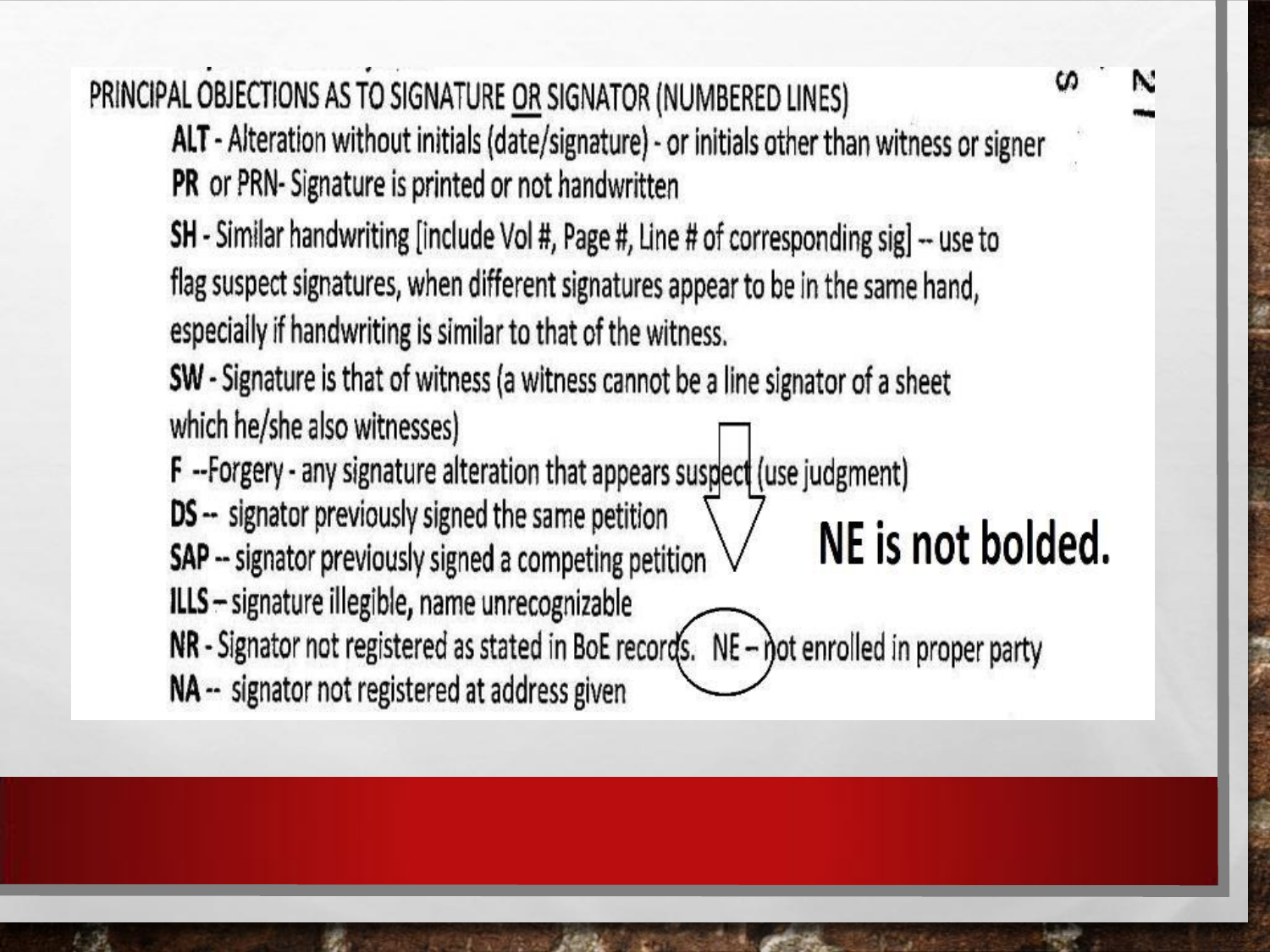PRINCIPAL OBJECTIONS AS TO SIGNATURE OR SIGNATOR (NUMBERED LINES)

**ALT** - Alteration without initials (date/signature) - or initials other than witness or signer

**PR** or PRN- Signature is printed or not handwritten

**SH** - Similar handwriting [include Vol #, Page #, Line # of corresponding sig] -- use to flag suspect signatures, when different signatures appear to be in the same hand, especially if handwriting is similar to that of the witness.

**SW** - Signature is that of witness (a witness cannot be a line signator of a sheet which he/she also witnesses)

**F** --Forgery - any signature alteration that appears suspect (use judgment)

**DS** -- signator previously signed the same petition

**SAP** -- signator previously signed a competing petition

**ILLS** – signature illegible, name unrecognizable

**NR** - Signator not registered as stated in BoE records. NE – not enrolled in proper party

**NA** -- signator not registered at address given

NE is not bolded.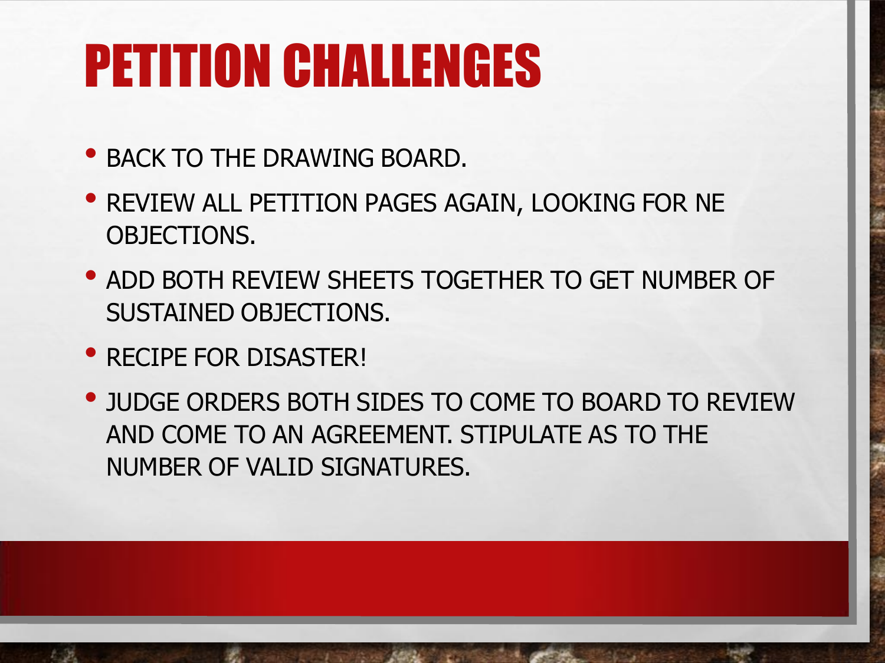# PETITION CHALLENGES

- BACK TO THE DRAWING BOARD.
- REVIEW ALL PETITION PAGES AGAIN, LOOKING FOR NE OBJECTIONS.
- ADD BOTH REVIEW SHEETS TOGETHER TO GET NUMBER OF SUSTAINED OBJECTIONS.
- RECIPE FOR DISASTER!
- JUDGE ORDERS BOTH SIDES TO COME TO BOARD TO REVIEW AND COME TO AN AGREEMENT. STIPULATE AS TO THE NUMBER OF VALID SIGNATURES.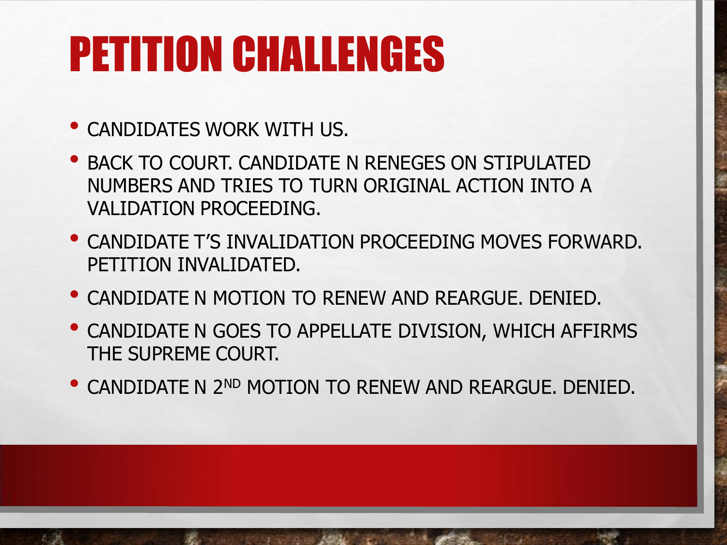# PETITION CHALLENGES

- CANDIDATES WORK WITH US.
- BACK TO COURT. CANDIDATE N RENEGES ON STIPULATED NUMBERS AND TRIES TO TURN ORIGINAL ACTION INTO A VALIDATION PROCEEDING.
- CANDIDATE T'S INVALIDATION PROCEEDING MOVES FORWARD. PETITION INVALIDATED.
- CANDIDATE N MOTION TO RENEW AND REARGUE. DENIED.
- CANDIDATE N GOES TO APPELLATE DIVISION, WHICH AFFIRMS THE SUPREME COURT.
- CANDIDATE N 2ND MOTION TO RENEW AND REARGUE. DENIED.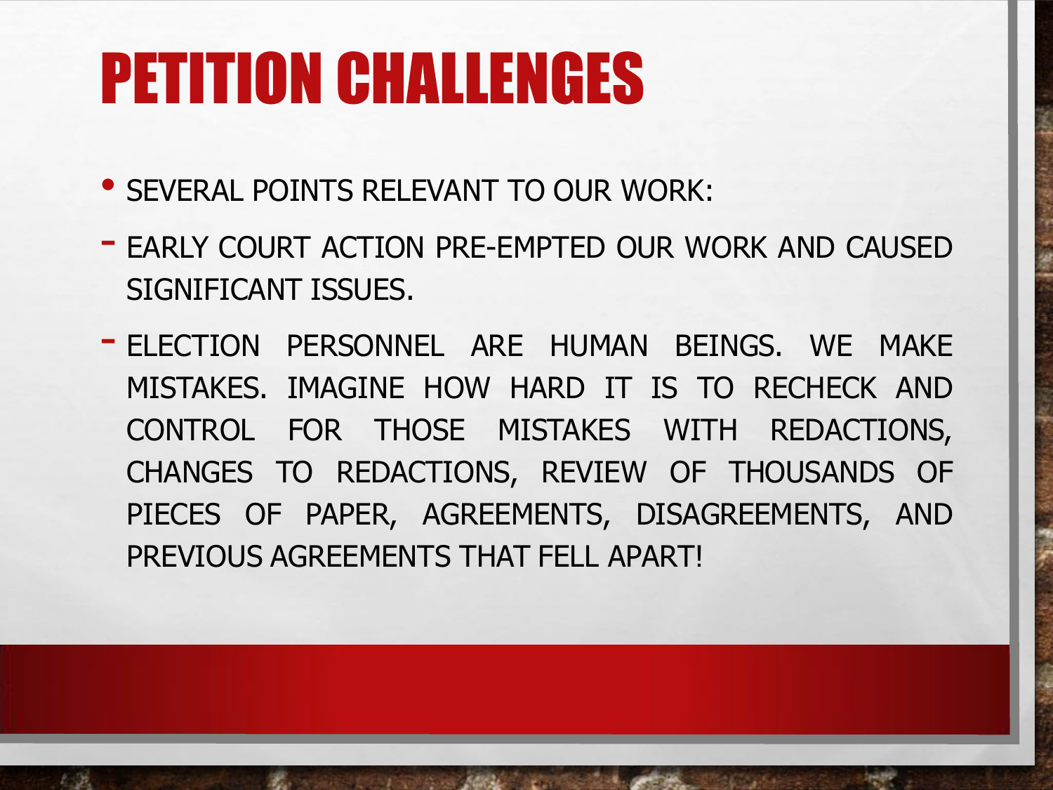# PETITION CHALLENGES

- SEVERAL POINTS RELEVANT TO OUR WORK:
  - EARLY COURT ACTION PRE-EMPTED OUR WORK AND CAUSED SIGNIFICANT ISSUES.
  - ELECTION PERSONNEL ARE HUMAN BEINGS. WE MAKE MISTAKES. IMAGINE HOW HARD IT IS TO RECHECK AND CONTROL FOR THOSE MISTAKES WITH REDACTIONS, CHANGES TO REDACTIONS, REVIEW OF THOUSANDS OF PIECES OF PAPER, AGREEMENTS, DISAGREEMENTS, AND PREVIOUS AGREEMENTS THAT FELL APART!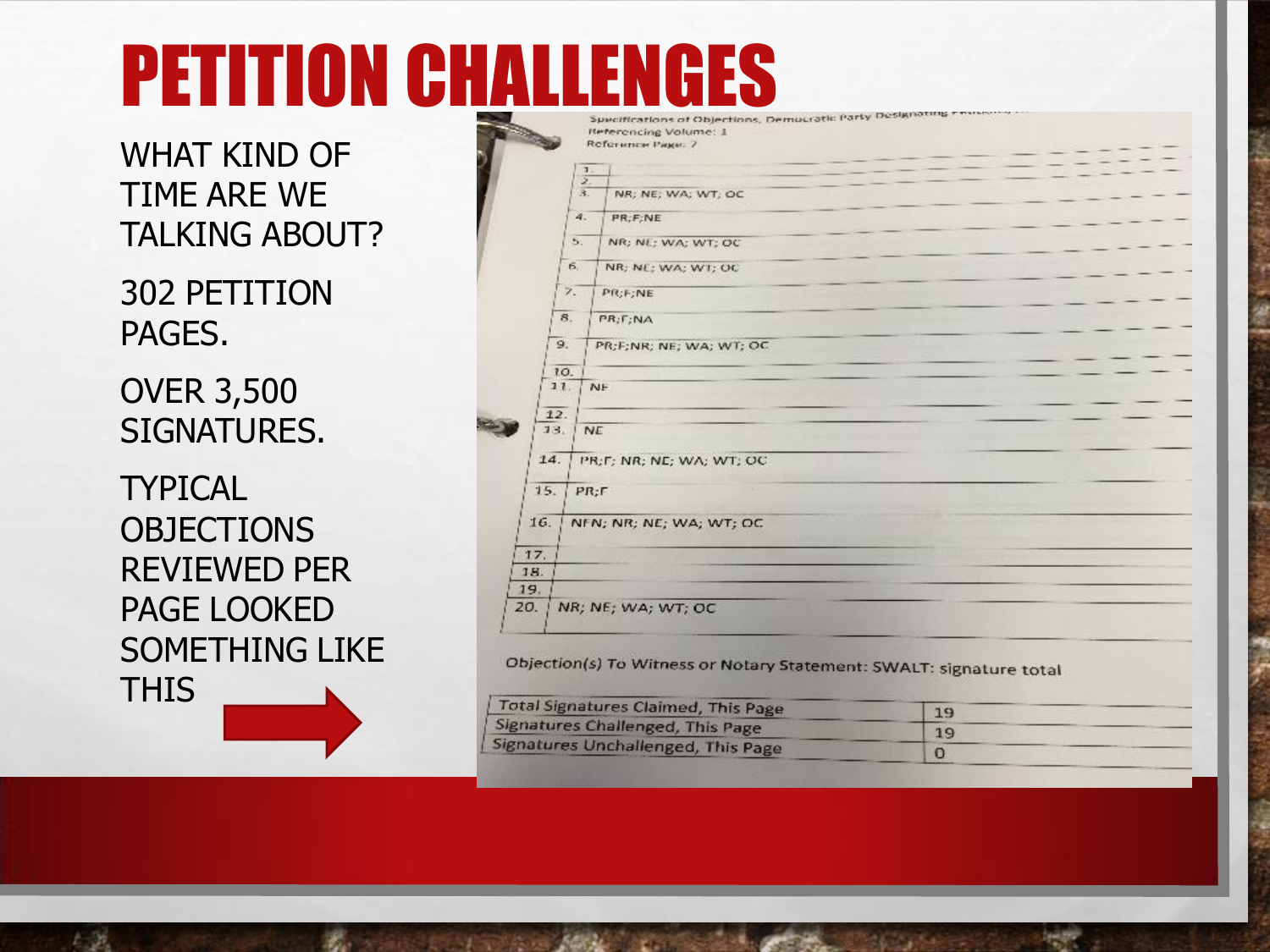# PETITION CHALLENGES

WHAT KIND OF TIME ARE WE TALKING ABOUT?

302 PETITION PAGES.

OVER 3,500 SIGNATURES.

TYPICAL OBJECTIONS REVIEWED PER PAGE LOOKED SOMETHING LIKE THIS

Specifications of Objections, Democratic Party Designating Petitions

Referencing Volume: 1

Reference Page: 7

| | |
|---|---|
| 1. | |
| 2. | |
| 3. | NR; NE; WA; WT; OC |
| 4. | PR;F;NE |
| 5. | NR; NE; WA; WT; OC |
| 6. | NR; NE; WA; WT; OC |
| 7. | PR;F;NE |
| 8. | PR;F;NA |
| 9. | PR;F;NR; NE; WA; WT; OC |
| 10. | |
| 11. | NE |
| 12. | |
| 13. | NE |
| 14. | PR;F; NR; NE; WA; WT; OC |
| 15. | PR;F |
| 16. | NFN; NR; NE; WA; WT; OC |
| 17. | |
| 18. | |
| 19. | |
| 20. | NR; NE; WA; WT; OC |

Objection(s) To Witness or Notary Statement: SWALT: signature total

| | |
|---|---|
| Total Signatures Claimed, This Page | 19 |
| Signatures Challenged, This Page | 19 |
| Signatures Unchallenged, This Page | 0 |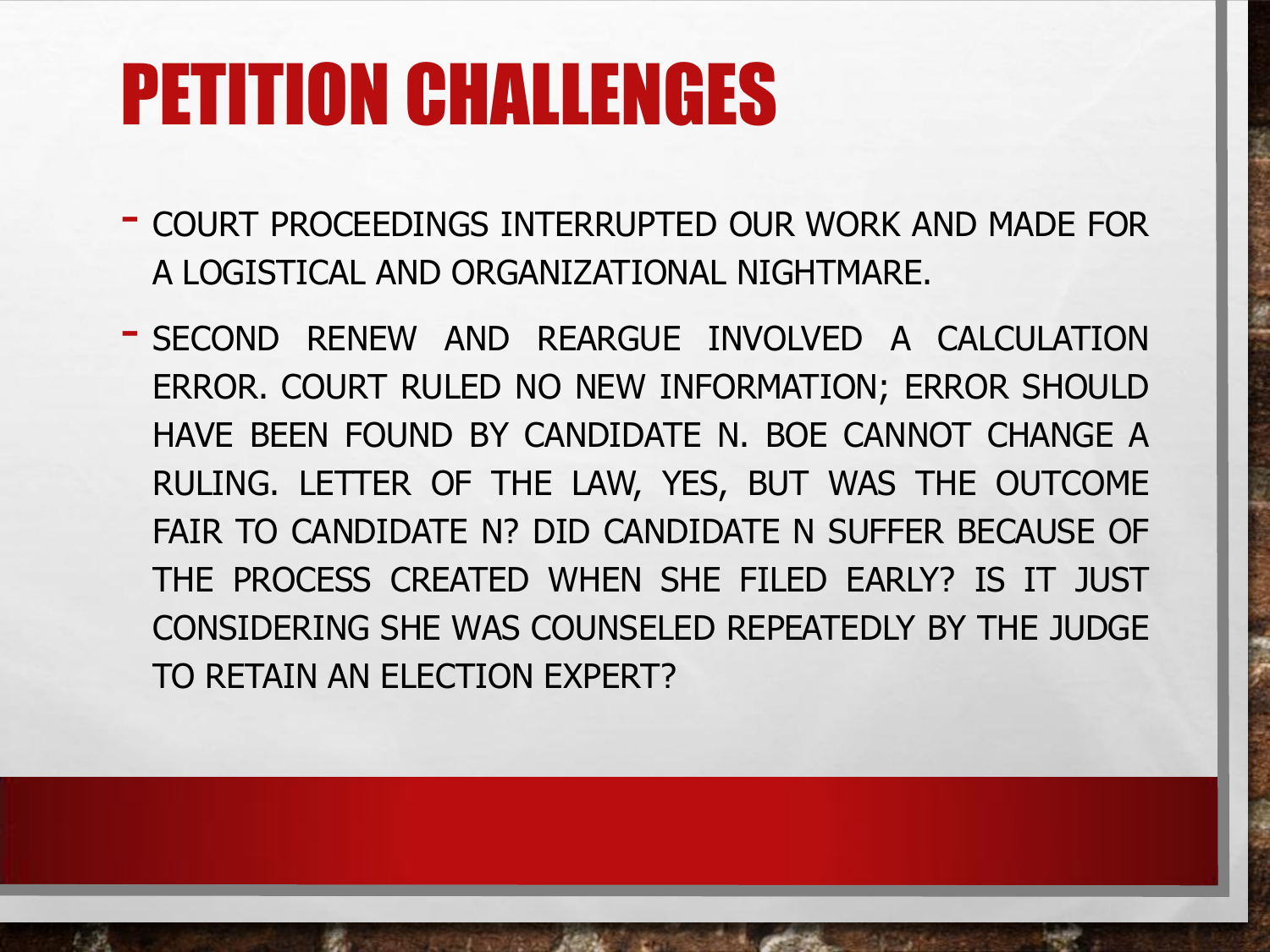# PETITION CHALLENGES

- COURT PROCEEDINGS INTERRUPTED OUR WORK AND MADE FOR A LOGISTICAL AND ORGANIZATIONAL NIGHTMARE.
- SECOND RENEW AND REARGUE INVOLVED A CALCULATION ERROR. COURT RULED NO NEW INFORMATION; ERROR SHOULD HAVE BEEN FOUND BY CANDIDATE N. BOE CANNOT CHANGE A RULING. LETTER OF THE LAW, YES, BUT WAS THE OUTCOME FAIR TO CANDIDATE N? DID CANDIDATE N SUFFER BECAUSE OF THE PROCESS CREATED WHEN SHE FILED EARLY? IS IT JUST CONSIDERING SHE WAS COUNSELED REPEATEDLY BY THE JUDGE TO RETAIN AN ELECTION EXPERT?